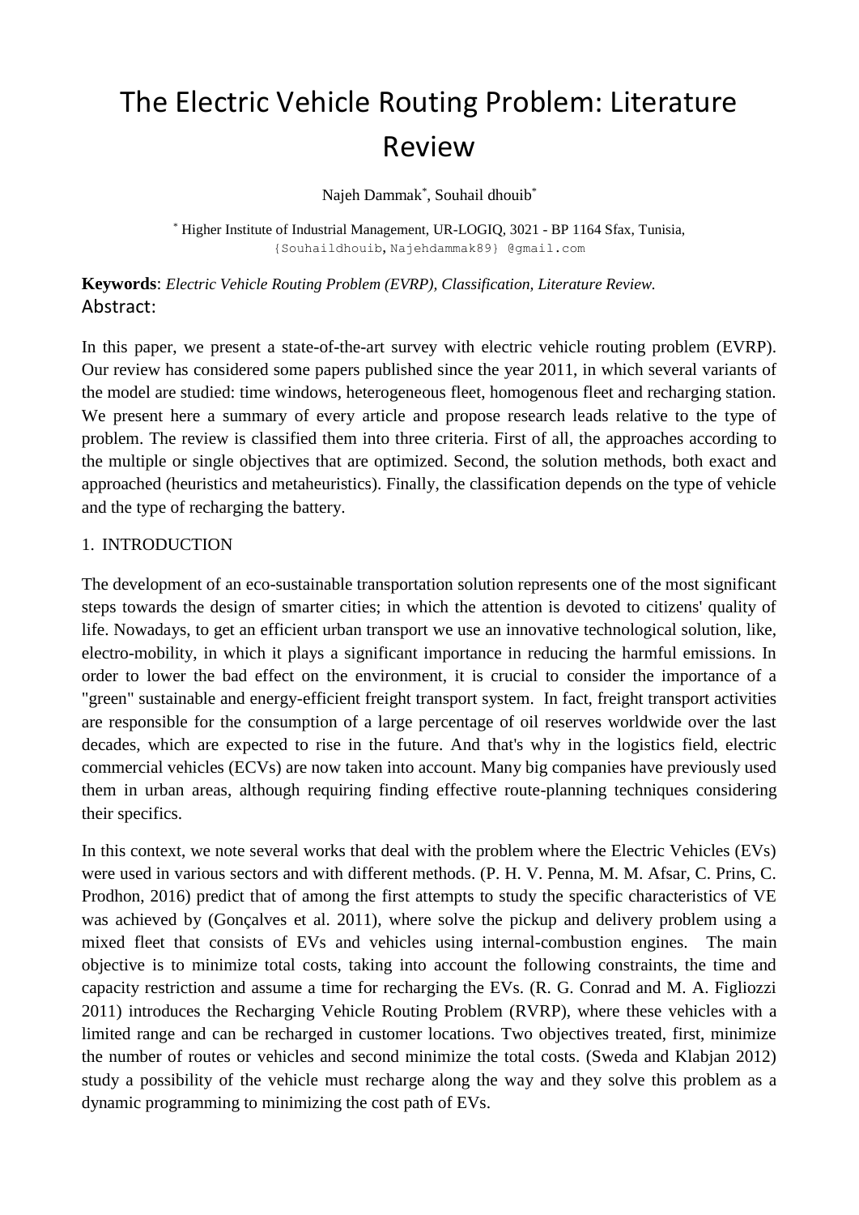# The Electric Vehicle Routing Problem: Literature Review

Najeh Dammak[*], Souhail dhouib[*]

[*] Higher Institute of Industrial Management, UR-LOGIQ, 3021 - BP 1164 Sfax, Tunisia, {Souhaildhouib, Najehdammak89} @gmail.com

**Keywords**: *Electric Vehicle Routing Problem (EVRP), Classification, Literature Review.*

## Abstract:

In this paper, we present a state-of-the-art survey with electric vehicle routing problem (EVRP). Our review has considered some papers published since the year 2011, in which several variants of the model are studied: time windows, heterogeneous fleet, homogenous fleet and recharging station. We present here a summary of every article and propose research leads relative to the type of problem. The review is classified them into three criteria. First of all, the approaches according to the multiple or single objectives that are optimized. Second, the solution methods, both exact and approached (heuristics and metaheuristics). Finally, the classification depends on the type of vehicle and the type of recharging the battery.

## 1. INTRODUCTION

The development of an eco-sustainable transportation solution represents one of the most significant steps towards the design of smarter cities; in which the attention is devoted to citizens' quality of life. Nowadays, to get an efficient urban transport we use an innovative technological solution, like, electro-mobility, in which it plays a significant importance in reducing the harmful emissions. In order to lower the bad effect on the environment, it is crucial to consider the importance of a "green" sustainable and energy-efficient freight transport system. In fact, freight transport activities are responsible for the consumption of a large percentage of oil reserves worldwide over the last decades, which are expected to rise in the future. And that's why in the logistics field, electric commercial vehicles (ECVs) are now taken into account. Many big companies have previously used them in urban areas, although requiring finding effective route-planning techniques considering their specifics.

In this context, we note several works that deal with the problem where the Electric Vehicles (EVs) were used in various sectors and with different methods. (P. H. V. Penna, M. M. Afsar, C. Prins, C. Prodhon, 2016) predict that of among the first attempts to study the specific characteristics of VE was achieved by (Gonçalves et al. 2011), where solve the pickup and delivery problem using a mixed fleet that consists of EVs and vehicles using internal-combustion engines. The main objective is to minimize total costs, taking into account the following constraints, the time and capacity restriction and assume a time for recharging the EVs. (R. G. Conrad and M. A. Figliozzi 2011) introduces the Recharging Vehicle Routing Problem (RVRP), where these vehicles with a limited range and can be recharged in customer locations. Two objectives treated, first, minimize the number of routes or vehicles and second minimize the total costs. (Sweda and Klabjan 2012) study a possibility of the vehicle must recharge along the way and they solve this problem as a dynamic programming to minimizing the cost path of EVs.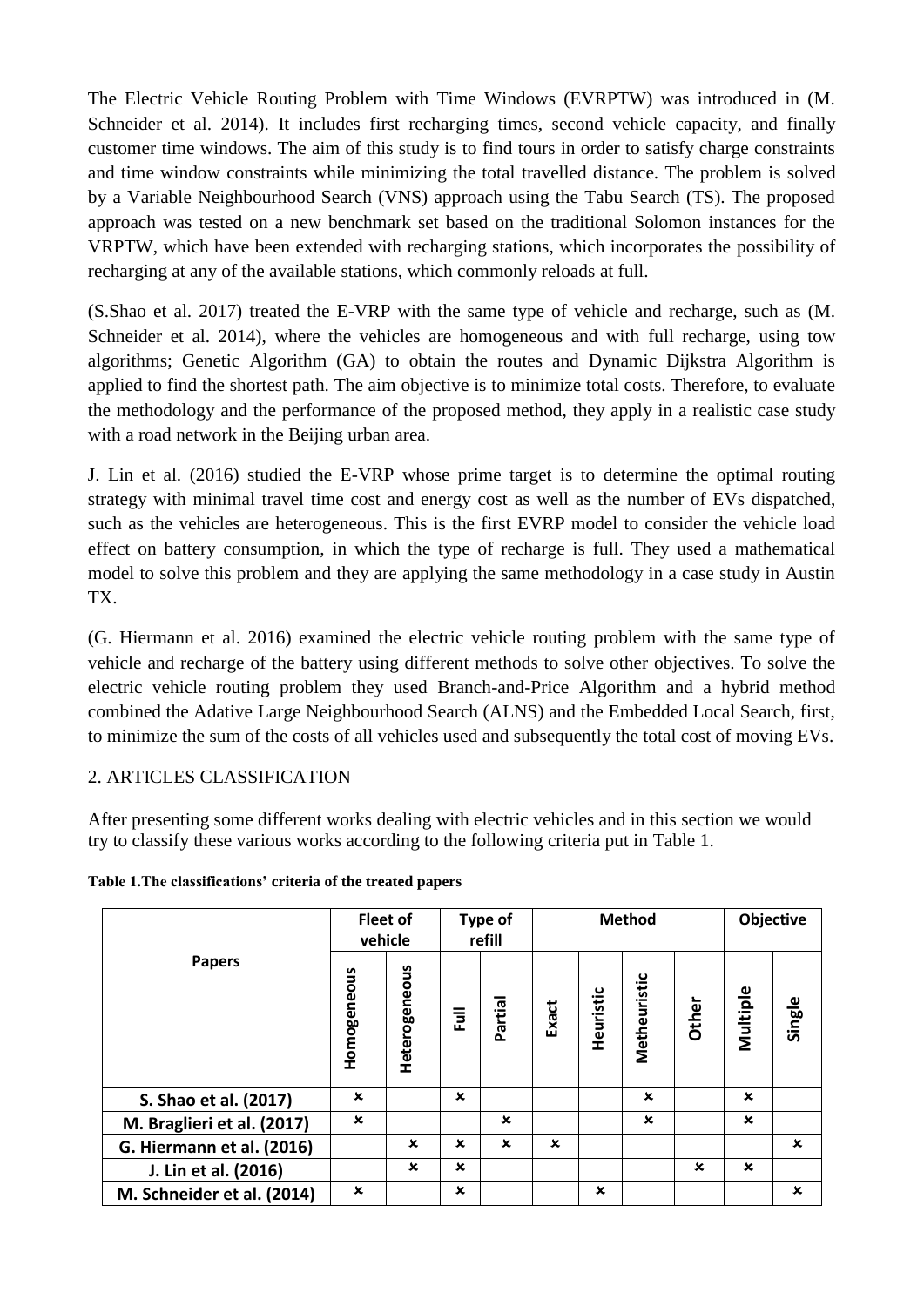The Electric Vehicle Routing Problem with Time Windows (EVRPTW) was introduced in (M. Schneider et al. 2014). It includes first recharging times, second vehicle capacity, and finally customer time windows. The aim of this study is to find tours in order to satisfy charge constraints and time window constraints while minimizing the total travelled distance. The problem is solved by a Variable Neighbourhood Search (VNS) approach using the Tabu Search (TS). The proposed approach was tested on a new benchmark set based on the traditional Solomon instances for the VRPTW, which have been extended with recharging stations, which incorporates the possibility of recharging at any of the available stations, which commonly reloads at full.

(S.Shao et al. 2017) treated the E-VRP with the same type of vehicle and recharge, such as (M. Schneider et al. 2014), where the vehicles are homogeneous and with full recharge, using tow algorithms; Genetic Algorithm (GA) to obtain the routes and Dynamic Dijkstra Algorithm is applied to find the shortest path. The aim objective is to minimize total costs. Therefore, to evaluate the methodology and the performance of the proposed method, they apply in a realistic case study with a road network in the Beijing urban area.

J. Lin et al. (2016) studied the E-VRP whose prime target is to determine the optimal routing strategy with minimal travel time cost and energy cost as well as the number of EVs dispatched, such as the vehicles are heterogeneous. This is the first EVRP model to consider the vehicle load effect on battery consumption, in which the type of recharge is full. They used a mathematical model to solve this problem and they are applying the same methodology in a case study in Austin TX.

(G. Hiermann et al. 2016) examined the electric vehicle routing problem with the same type of vehicle and recharge of the battery using different methods to solve other objectives. To solve the electric vehicle routing problem they used Branch-and-Price Algorithm and a hybrid method combined the Adative Large Neighbourhood Search (ALNS) and the Embedded Local Search, first, to minimize the sum of the costs of all vehicles used and subsequently the total cost of moving EVs.

## 2. ARTICLES CLASSIFICATION

After presenting some different works dealing with electric vehicles and in this section we would try to classify these various works according to the following criteria put in Table 1.

**Table 1.The classifications' criteria of the treated papers**

| Papers | Fleet of vehicle | | Type of refill | | Method | | | | Objective | |
|---|---|---|---|---|---|---|---|---|---|---|
| | Homogeneous | Heterogeneous | Full | Partial | Exact | Heuristic | Metheuristic | Other | Multiple | Single |
| **S. Shao et al. (2017)** | × | | × | | | | × | | × | |
| **M. Braglieri et al. (2017)** | × | | | × | | | × | | × | |
| **G. Hiermann et al. (2016)** | | × | × | × | × | | | | | × |
| **J. Lin et al. (2016)** | | × | × | | | | | × | × | |
| **M. Schneider et al. (2014)** | × | | × | | | × | | | | × |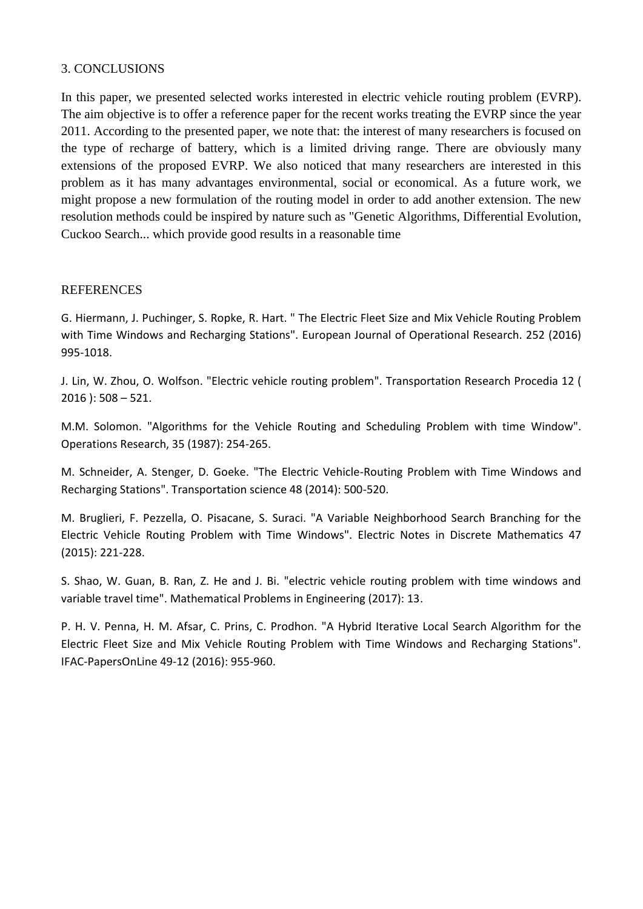## 3. CONCLUSIONS

In this paper, we presented selected works interested in electric vehicle routing problem (EVRP). The aim objective is to offer a reference paper for the recent works treating the EVRP since the year 2011. According to the presented paper, we note that: the interest of many researchers is focused on the type of recharge of battery, which is a limited driving range. There are obviously many extensions of the proposed EVRP. We also noticed that many researchers are interested in this problem as it has many advantages environmental, social or economical. As a future work, we might propose a new formulation of the routing model in order to add another extension. The new resolution methods could be inspired by nature such as "Genetic Algorithms, Differential Evolution, Cuckoo Search... which provide good results in a reasonable time

## REFERENCES

G. Hiermann, J. Puchinger, S. Ropke, R. Hart. " The Electric Fleet Size and Mix Vehicle Routing Problem with Time Windows and Recharging Stations". European Journal of Operational Research. 252 (2016) 995-1018.

J. Lin, W. Zhou, O. Wolfson. "Electric vehicle routing problem". Transportation Research Procedia 12 ( 2016 ): 508 – 521.

M.M. Solomon. "Algorithms for the Vehicle Routing and Scheduling Problem with time Window". Operations Research, 35 (1987): 254-265.

M. Schneider, A. Stenger, D. Goeke. "The Electric Vehicle-Routing Problem with Time Windows and Recharging Stations". Transportation science 48 (2014): 500-520.

M. Bruglieri, F. Pezzella, O. Pisacane, S. Suraci. "A Variable Neighborhood Search Branching for the Electric Vehicle Routing Problem with Time Windows". Electric Notes in Discrete Mathematics 47 (2015): 221-228.

S. Shao, W. Guan, B. Ran, Z. He and J. Bi. "electric vehicle routing problem with time windows and variable travel time". Mathematical Problems in Engineering (2017): 13.

P. H. V. Penna, H. M. Afsar, C. Prins, C. Prodhon. "A Hybrid Iterative Local Search Algorithm for the Electric Fleet Size and Mix Vehicle Routing Problem with Time Windows and Recharging Stations". IFAC-PapersOnLine 49-12 (2016): 955-960.